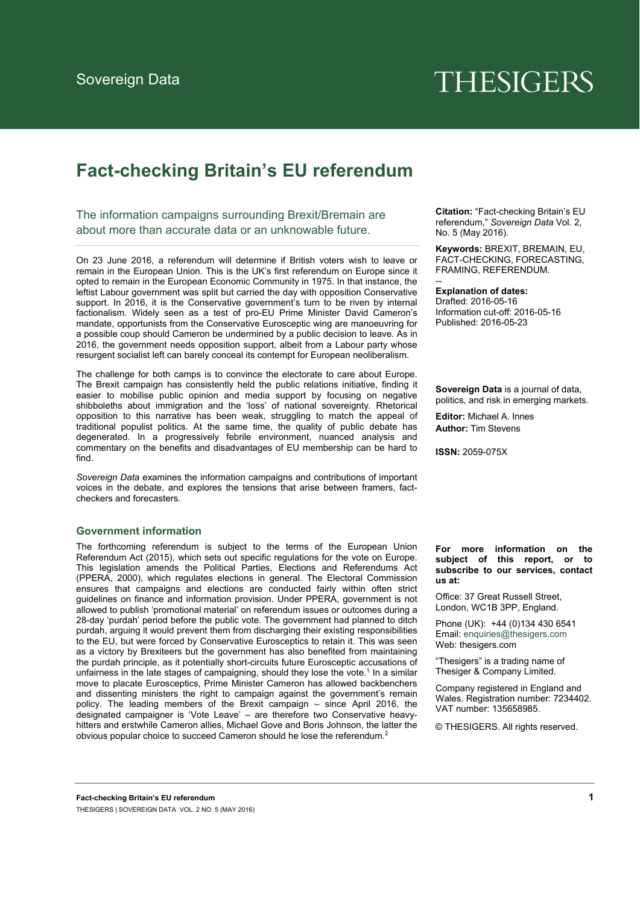Sovereign Data

THESIGERS

# Fact-checking Britain's EU referendum

## The information campaigns surrounding Brexit/Bremain are about more than accurate data or an unknowable future.

On 23 June 2016, a referendum will determine if British voters wish to leave or remain in the European Union. This is the UK's first referendum on Europe since it opted to remain in the European Economic Community in 1975. In that instance, the leftist Labour government was split but carried the day with opposition Conservative support. In 2016, it is the Conservative government's turn to be riven by internal factionalism. Widely seen as a test of pro-EU Prime Minister David Cameron's mandate, opportunists from the Conservative Eurosceptic wing are manoeuvring for a possible coup should Cameron be undermined by a public decision to leave. As in 2016, the government needs opposition support, albeit from a Labour party whose resurgent socialist left can barely conceal its contempt for European neoliberalism.

The challenge for both camps is to convince the electorate to care about Europe. The Brexit campaign has consistently held the public relations initiative, finding it easier to mobilise public opinion and media support by focusing on negative shibboleths about immigration and the 'loss' of national sovereignty. Rhetorical opposition to this narrative has been weak, struggling to match the appeal of traditional populist politics. At the same time, the quality of public debate has degenerated. In a progressively febrile environment, nuanced analysis and commentary on the benefits and disadvantages of EU membership can be hard to find.

*Sovereign Data* examines the information campaigns and contributions of important voices in the debate, and explores the tensions that arise between framers, fact-checkers and forecasters.

### Government information

The forthcoming referendum is subject to the terms of the European Union Referendum Act (2015), which sets out specific regulations for the vote on Europe. This legislation amends the Political Parties, Elections and Referendums Act (PPERA, 2000), which regulates elections in general. The Electoral Commission ensures that campaigns and elections are conducted fairly within often strict guidelines on finance and information provision. Under PPERA, government is not allowed to publish 'promotional material' on referendum issues or outcomes during a 28-day 'purdah' period before the public vote. The government had planned to ditch purdah, arguing it would prevent them from discharging their existing responsibilities to the EU, but were forced by Conservative Eurosceptics to retain it. This was seen as a victory by Brexiteers but the government has also benefited from maintaining the purdah principle, as it potentially short-circuits future Eurosceptic accusations of unfairness in the late stages of campaigning, should they lose the vote.[1] In a similar move to placate Eurosceptics, Prime Minister Cameron has allowed backbenchers and dissenting ministers the right to campaign against the government's remain policy. The leading members of the Brexit campaign – since April 2016, the designated campaigner is 'Vote Leave' – are therefore two Conservative heavy-hitters and erstwhile Cameron allies, Michael Gove and Boris Johnson, the latter the obvious popular choice to succeed Cameron should he lose the referendum.[2]

**Citation:** "Fact-checking Britain's EU referendum," *Sovereign Data* Vol. 2, No. 5 (May 2016).

**Keywords:** BREXIT, BREMAIN, EU, FACT-CHECKING, FORECASTING, FRAMING, REFERENDUM.

--

**Explanation of dates:**
Drafted: 2016-05-16
Information cut-off: 2016-05-16
Published: 2016-05-23

**Sovereign Data** is a journal of data, politics, and risk in emerging markets.

**Editor:** Michael A. Innes
**Author:** Tim Stevens

**ISSN:** 2059-075X

**For more information on the subject of this report, or to subscribe to our services, contact us at:**

Office: 37 Great Russell Street, London, WC1B 3PP, England.

Phone (UK): +44 (0)134 430 6541
Email: enquiries@thesigers.com
Web: thesigers.com

"Thesigers" is a trading name of Thesiger & Company Limited.

Company registered in England and Wales. Registration number: 7234402. VAT number: 135658985.

© THESIGERS. All rights reserved.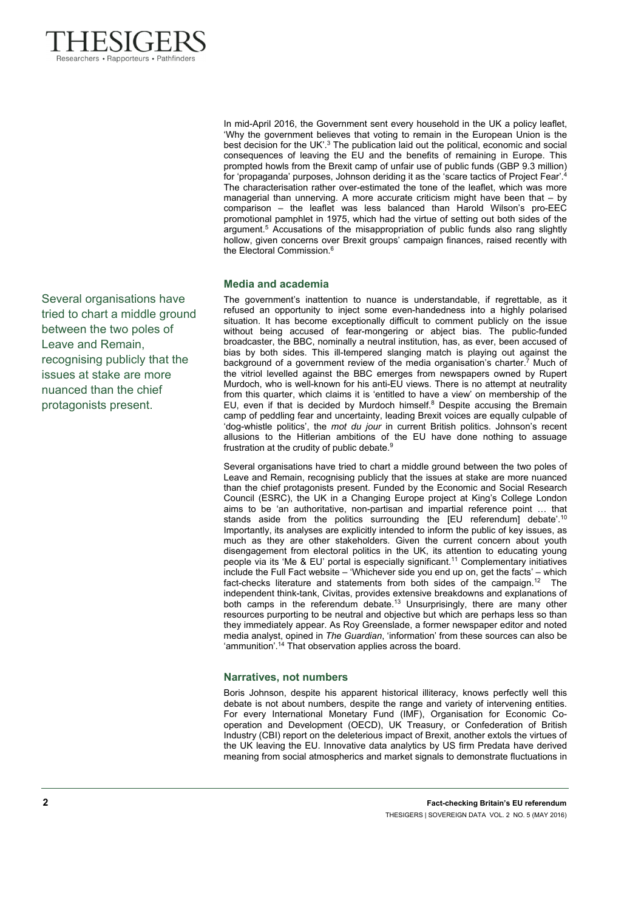In mid-April 2016, the Government sent every household in the UK a policy leaflet, 'Why the government believes that voting to remain in the European Union is the best decision for the UK'.[3] The publication laid out the political, economic and social consequences of leaving the EU and the benefits of remaining in Europe. This prompted howls from the Brexit camp of unfair use of public funds (GBP 9.3 million) for 'propaganda' purposes, Johnson deriding it as the 'scare tactics of Project Fear'.[4] The characterisation rather over-estimated the tone of the leaflet, which was more managerial than unnerving. A more accurate criticism might have been that – by comparison – the leaflet was less balanced than Harold Wilson's pro-EEC promotional pamphlet in 1975, which had the virtue of setting out both sides of the argument.[5] Accusations of the misappropriation of public funds also rang slightly hollow, given concerns over Brexit groups' campaign finances, raised recently with the Electoral Commission.[6]

### Media and academia

The government's inattention to nuance is understandable, if regrettable, as it refused an opportunity to inject some even-handedness into a highly polarised situation. It has become exceptionally difficult to comment publicly on the issue without being accused of fear-mongering or abject bias. The public-funded broadcaster, the BBC, nominally a neutral institution, has, as ever, been accused of bias by both sides. This ill-tempered slanging match is playing out against the background of a government review of the media organisation's charter.[7] Much of the vitriol levelled against the BBC emerges from newspapers owned by Rupert Murdoch, who is well-known for his anti-EU views. There is no attempt at neutrality from this quarter, which claims it is 'entitled to have a view' on membership of the EU, even if that is decided by Murdoch himself.[8] Despite accusing the Bremain camp of peddling fear and uncertainty, leading Brexit voices are equally culpable of 'dog-whistle politics', the *mot du jour* in current British politics. Johnson's recent allusions to the Hitlerian ambitions of the EU have done nothing to assuage frustration at the crudity of public debate.[9]

Several organisations have tried to chart a middle ground between the two poles of Leave and Remain, recognising publicly that the issues at stake are more nuanced than the chief protagonists present. Funded by the Economic and Social Research Council (ESRC), the UK in a Changing Europe project at King's College London aims to be 'an authoritative, non-partisan and impartial reference point … that stands aside from the politics surrounding the [EU referendum] debate'.[10] Importantly, its analyses are explicitly intended to inform the public of key issues, as much as they are other stakeholders. Given the current concern about youth disengagement from electoral politics in the UK, its attention to educating young people via its 'Me & EU' portal is especially significant.[11] Complementary initiatives include the Full Fact website – 'Whichever side you end up on, get the facts' – which fact-checks literature and statements from both sides of the campaign.[12] The independent think-tank, Civitas, provides extensive breakdowns and explanations of both camps in the referendum debate.[13] Unsurprisingly, there are many other resources purporting to be neutral and objective but which are perhaps less so than they immediately appear. As Roy Greenslade, a former newspaper editor and noted media analyst, opined in *The Guardian*, 'information' from these sources can also be 'ammunition'.[14] That observation applies across the board.

### Narratives, not numbers

Boris Johnson, despite his apparent historical illiteracy, knows perfectly well this debate is not about numbers, despite the range and variety of intervening entities. For every International Monetary Fund (IMF), Organisation for Economic Co-operation and Development (OECD), UK Treasury, or Confederation of British Industry (CBI) report on the deleterious impact of Brexit, another extols the virtues of the UK leaving the EU. Innovative data analytics by US firm Predata have derived meaning from social atmospherics and market signals to demonstrate fluctuations in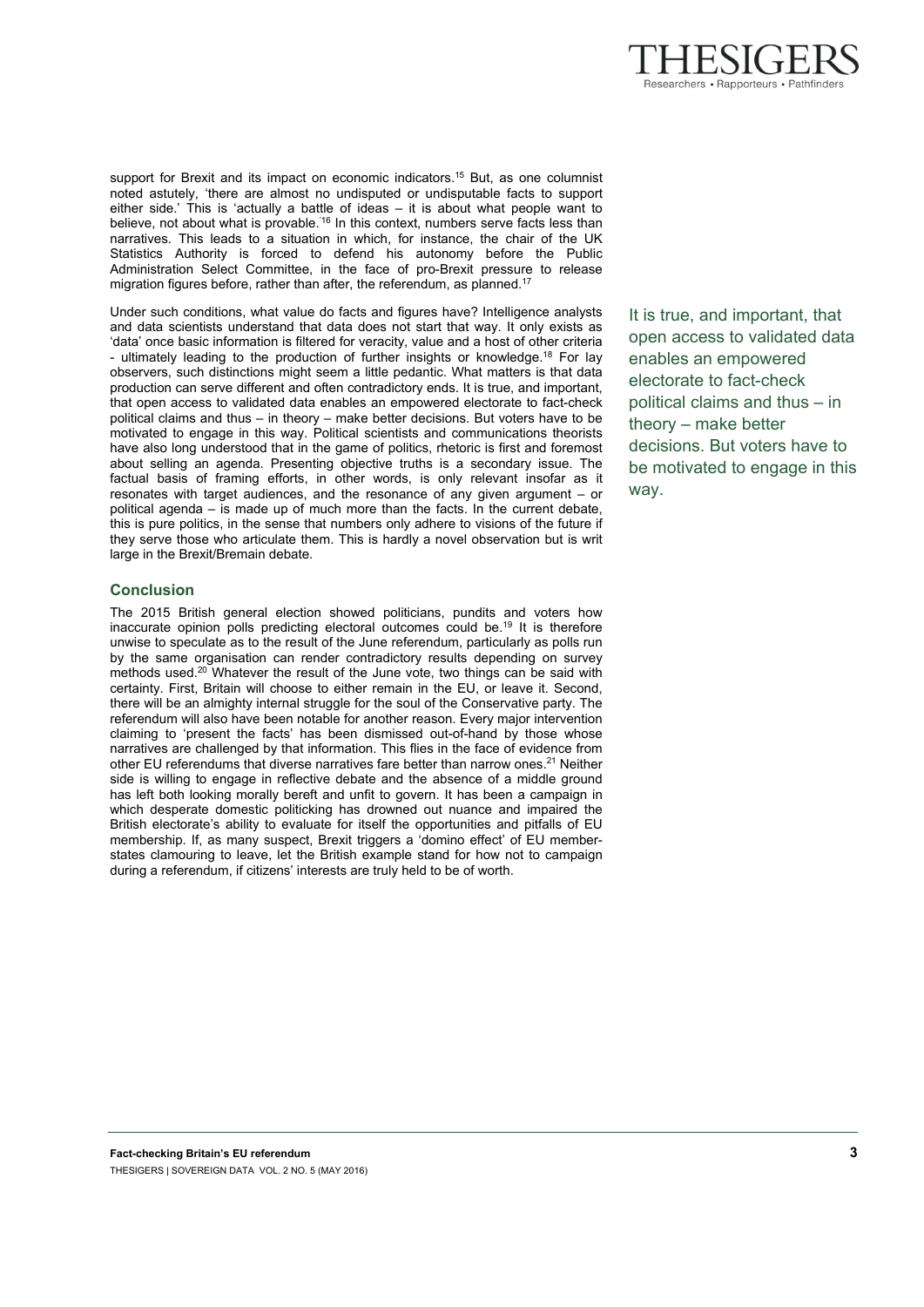support for Brexit and its impact on economic indicators.[15] But, as one columnist noted astutely, 'there are almost no undisputed or undisputable facts to support either side.' This is 'actually a battle of ideas – it is about what people want to believe, not about what is provable.'[16] In this context, numbers serve facts less than narratives. This leads to a situation in which, for instance, the chair of the UK Statistics Authority is forced to defend his autonomy before the Public Administration Select Committee, in the face of pro-Brexit pressure to release migration figures before, rather than after, the referendum, as planned.[17]

Under such conditions, what value do facts and figures have? Intelligence analysts and data scientists understand that data does not start that way. It only exists as 'data' once basic information is filtered for veracity, value and a host of other criteria - ultimately leading to the production of further insights or knowledge.[18] For lay observers, such distinctions might seem a little pedantic. What matters is that data production can serve different and often contradictory ends. It is true, and important, that open access to validated data enables an empowered electorate to fact-check political claims and thus – in theory – make better decisions. But voters have to be motivated to engage in this way. Political scientists and communications theorists have also long understood that in the game of politics, rhetoric is first and foremost about selling an agenda. Presenting objective truths is a secondary issue. The factual basis of framing efforts, in other words, is only relevant insofar as it resonates with target audiences, and the resonance of any given argument – or political agenda – is made up of much more than the facts. In the current debate, this is pure politics, in the sense that numbers only adhere to visions of the future if they serve those who articulate them. This is hardly a novel observation but is writ large in the Brexit/Bremain debate.

> It is true, and important, that open access to validated data enables an empowered electorate to fact-check political claims and thus – in theory – make better decisions. But voters have to be motivated to engage in this way.

## Conclusion

The 2015 British general election showed politicians, pundits and voters how inaccurate opinion polls predicting electoral outcomes could be.[19] It is therefore unwise to speculate as to the result of the June referendum, particularly as polls run by the same organisation can render contradictory results depending on survey methods used.[20] Whatever the result of the June vote, two things can be said with certainty. First, Britain will choose to either remain in the EU, or leave it. Second, there will be an almighty internal struggle for the soul of the Conservative party. The referendum will also have been notable for another reason. Every major intervention claiming to 'present the facts' has been dismissed out-of-hand by those whose narratives are challenged by that information. This flies in the face of evidence from other EU referendums that diverse narratives fare better than narrow ones.[21] Neither side is willing to engage in reflective debate and the absence of a middle ground has left both looking morally bereft and unfit to govern. It has been a campaign in which desperate domestic politicking has drowned out nuance and impaired the British electorate's ability to evaluate for itself the opportunities and pitfalls of EU membership. If, as many suspect, Brexit triggers a 'domino effect' of EU member-states clamouring to leave, let the British example stand for how not to campaign during a referendum, if citizens' interests are truly held to be of worth.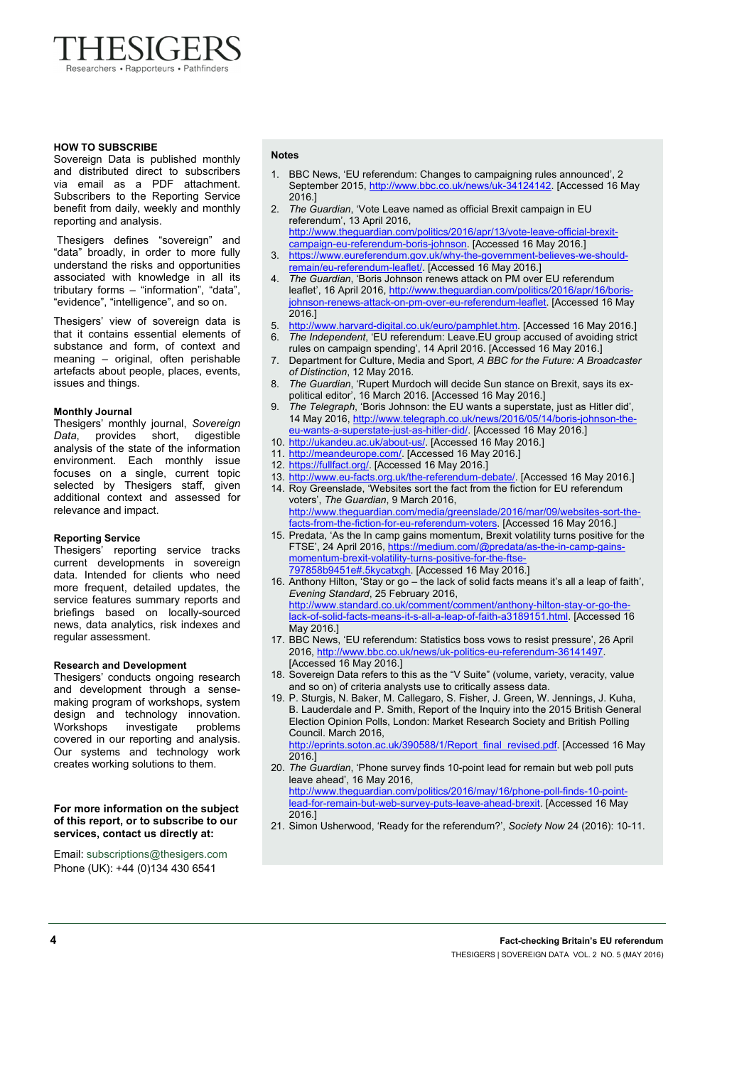THESIGERS

Researchers • Rapporteurs • Pathfinders

### HOW TO SUBSCRIBE

Sovereign Data is published monthly and distributed direct to subscribers via email as a PDF attachment. Subscribers to the Reporting Service benefit from daily, weekly and monthly reporting and analysis.

Thesigers defines "sovereign" and "data" broadly, in order to more fully understand the risks and opportunities associated with knowledge in all its tributary forms – "information", "data", "evidence", "intelligence", and so on.

Thesigers' view of sovereign data is that it contains essential elements of substance and form, of context and meaning – original, often perishable artefacts about people, places, events, issues and things.

#### Monthly Journal

Thesigers' monthly journal, *Sovereign Data*, provides short, digestible analysis of the state of the information environment. Each monthly issue focuses on a single, current topic selected by Thesigers staff, given additional context and assessed for relevance and impact.

#### Reporting Service

Thesigers' reporting service tracks current developments in sovereign data. Intended for clients who need more frequent, detailed updates, the service features summary reports and briefings based on locally-sourced news, data analytics, risk indexes and regular assessment.

#### Research and Development

Thesigers' conducts ongoing research and development through a sense-making program of workshops, system design and technology innovation. Workshops investigate problems covered in our reporting and analysis. Our systems and technology work creates working solutions to them.

**For more information on the subject of this report, or to subscribe to our services, contact us directly at:**

Email: subscriptions@thesigers.com
Phone (UK): +44 (0)134 430 6541

### Notes

1. BBC News, 'EU referendum: Changes to campaigning rules announced', 2 September 2015, http://www.bbc.co.uk/news/uk-34124142. [Accessed 16 May 2016.]
2. *The Guardian*, 'Vote Leave named as official Brexit campaign in EU referendum', 13 April 2016, http://www.theguardian.com/politics/2016/apr/13/vote-leave-official-brexit-campaign-eu-referendum-boris-johnson. [Accessed 16 May 2016.]
3. https://www.eureferendum.gov.uk/why-the-government-believes-we-should-remain/eu-referendum-leaflet/. [Accessed 16 May 2016.]
4. *The Guardian*, 'Boris Johnson renews attack on PM over EU referendum leaflet', 16 April 2016, http://www.theguardian.com/politics/2016/apr/16/boris-johnson-renews-attack-on-pm-over-eu-referendum-leaflet. [Accessed 16 May 2016.]
5. http://www.harvard-digital.co.uk/euro/pamphlet.htm. [Accessed 16 May 2016.]
6. *The Independent*, 'EU referendum: Leave.EU group accused of avoiding strict rules on campaign spending', 14 April 2016. [Accessed 16 May 2016.]
7. Department for Culture, Media and Sport, *A BBC for the Future: A Broadcaster of Distinction*, 12 May 2016.
8. *The Guardian*, 'Rupert Murdoch will decide Sun stance on Brexit, says its ex-political editor', 16 March 2016. [Accessed 16 May 2016.]
9. *The Telegraph*, 'Boris Johnson: the EU wants a superstate, just as Hitler did', 14 May 2016, http://www.telegraph.co.uk/news/2016/05/14/boris-johnson-the-eu-wants-a-superstate-just-as-hitler-did/. [Accessed 16 May 2016.]
10. http://ukandeu.ac.uk/about-us/. [Accessed 16 May 2016.]
11. http://meandeurope.com/. [Accessed 16 May 2016.]
12. https://fullfact.org/. [Accessed 16 May 2016.]
13. http://www.eu-facts.org.uk/the-referendum-debate/. [Accessed 16 May 2016.]
14. Roy Greenslade, 'Websites sort the fact from the fiction for EU referendum voters', *The Guardian*, 9 March 2016, http://www.theguardian.com/media/greenslade/2016/mar/09/websites-sort-the-facts-from-the-fiction-for-eu-referendum-voters. [Accessed 16 May 2016.]
15. Predata, 'As the In camp gains momentum, Brexit volatility turns positive for the FTSE', 24 April 2016, https://medium.com/@predata/as-the-in-camp-gains-momentum-brexit-volatility-turns-positive-for-the-ftse-797858b9451e#.5kycatxgh. [Accessed 16 May 2016.]
16. Anthony Hilton, 'Stay or go – the lack of solid facts means it's all a leap of faith', *Evening Standard*, 25 February 2016, http://www.standard.co.uk/comment/comment/anthony-hilton-stay-or-go-the-lack-of-solid-facts-means-it-s-all-a-leap-of-faith-a3189151.html. [Accessed 16 May 2016.]
17. BBC News, 'EU referendum: Statistics boss vows to resist pressure', 26 April 2016, http://www.bbc.co.uk/news/uk-politics-eu-referendum-36141497. [Accessed 16 May 2016.]
18. Sovereign Data refers to this as the "V Suite" (volume, variety, veracity, value and so on) of criteria analysts use to critically assess data.
19. P. Sturgis, N. Baker, M. Callegaro, S. Fisher, J. Green, W. Jennings, J. Kuha, B. Lauderdale and P. Smith, Report of the Inquiry into the 2015 British General Election Opinion Polls, London: Market Research Society and British Polling Council. March 2016, http://eprints.soton.ac.uk/390588/1/Report_final_revised.pdf. [Accessed 16 May 2016.]
20. *The Guardian*, 'Phone survey finds 10-point lead for remain but web poll puts leave ahead', 16 May 2016, http://www.theguardian.com/politics/2016/may/16/phone-poll-finds-10-point-lead-for-remain-but-web-survey-puts-leave-ahead-brexit. [Accessed 16 May 2016.]
21. Simon Usherwood, 'Ready for the referendum?', *Society Now* 24 (2016): 10-11.